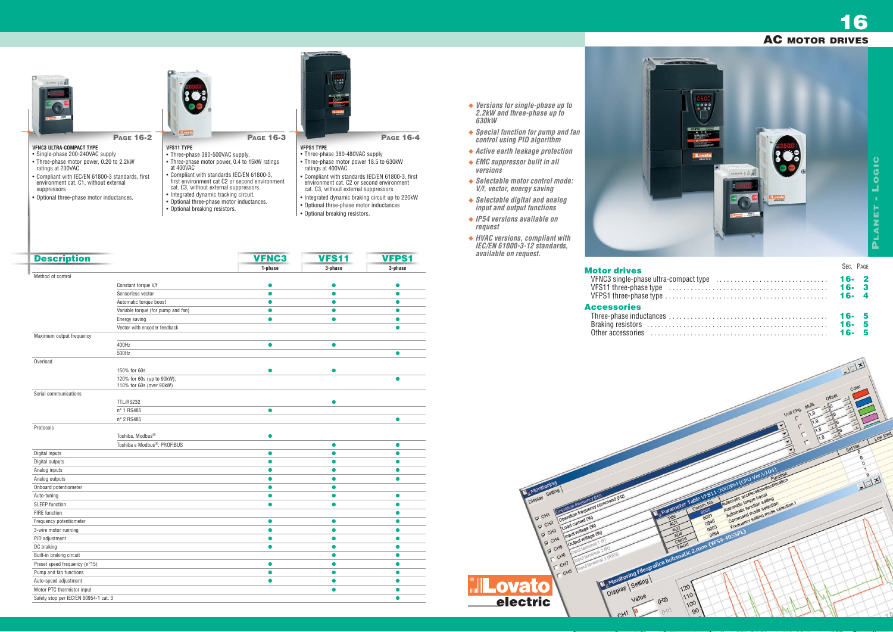# 16 AC MOTOR DRIVES

**PAGE 16-2**

**VFNC3 ULTRA-COMPACT TYPE**
- Single-phase 200-240VAC supply
- Three-phase motor power, 0.20 to 2.2kW ratings at 230VAC
- Compliant with IEC/EN 61800-3 standards, first environment cat. C1, without external suppressors
- Optional three-phase motor inductances.

**PAGE 16-3**

**VFS11 TYPE**
- Three-phase 380-500VAC supply.
- Three-phase motor power, 0.4 to 15kW ratings at 400VAC
- Compliant with standards IEC/EN 61800-3, first environment cat C2 or second environment cat. C3, without external suppressors.
- Integrated dynamic tracking circuit.
- Optional three-phase motor inductances.
- Optional breaking resistors.

**PAGE 16-4**

**VFPS1 TYPE**
- Three-phase 380-480VAC supply
- Three-phase motor power 18.5 to 630kW ratings at 400VAC
- Compliant with standards IEC/EN 61800-3, first environment cat. C2 or second environment cat. C3, without external suppressors
- Integrated dynamic braking circuit up to 220kW
- Optional three-phase motor inductances
- Optional breaking resistors.

- *Versions for single-phase up to 2.2kW and three-phase up to 630kW*
- *Special function for pump and fan control using PID algorithm*
- *Active earth leakage protection*
- *EMC suppressor built in all versions*
- *Selectable motor control mode: V/f, vector, energy saving*
- *Selectable digital and analog input and output functions*
- *IP54 versions available on request*
- *HVAC versions, compliant with IEC/EN 61000-3-12 standards, available on request.*

| | SEC. | PAGE |
|---|---|---|
| **Motor drives** | | |
| VFNC3 single-phase ultra-compact type | 16- | 2 |
| VFS11 three-phase type | 16- | 3 |
| VFPS1 three-phase type | 16- | 4 |
| **Accessories** | | |
| Three-phase inductances | 16- | 5 |
| Braking resistors | 16- | 5 |
| Other accessories | 16- | 5 |

## Description

| Description | | VFNC3 1-phase | VFS11 3-phase | VFPS1 3-phase |
|---|---|---|---|---|
| Method of control | | | | |
| | Constant torque V/f | ● | ● | ● |
| | Sensorless vector | ● | ● | ● |
| | Automatic torque boost | ● | ● | ● |
| | Variable torque (for pump and fan) | ● | ● | ● |
| | Energy saving | ● | ● | ● |
| | Vector with encoder feedback | | | ● |
| Maximum output frequency | | | | |
| | 400Hz | ● | ● | |
| | 500Hz | | | ● |
| Overload | | | | |
| | 150% for 60s | ● | ● | |
| | 120% for 60s (up to 90kW); 110% for 60s (over 90kW) | | | ● |
| Serial communications | | | | |
| | TTL/RS232 | | ● | |
| | n° 1 RS485 | ● | | |
| | n° 2 RS485 | | | ● |
| Protocols | | | | |
| | Toshiba, Modbus® | ● | | |
| | Toshiba e Modbus®, PROFIBUS | | ● | ● |
| Digital inputs | | ● | ● | ● |
| Digital outputs | | ● | ● | ● |
| Analog inputs | | ● | ● | ● |
| Analog outputs | | ● | ● | ● |
| Onboard potentiometer | | ● | ● | |
| Auto-tuning | | ● | ● | ● |
| SLEEP function | | ● | ● | ● |
| FIRE function | | | | ● |
| Frequency potentiometer | | ● | ● | ● |
| 3-wire motor running | | ● | ● | ● |
| PID adjustment | | ● | ● | ● |
| DC braking | | ● | ● | ● |
| Built-in braking circuit | | | ● | ● |
| Preset speed frequency (n°15) | | ● | ● | ● |
| Pump and fan functions | | ● | ● | ● |
| Auto-speed adjustment | | ● | ● | ● |
| Motor PTC thermistor input | | | ● | ● |
| Safety stop per IEC/EN 60954-1 cat. 3 | | | | ● |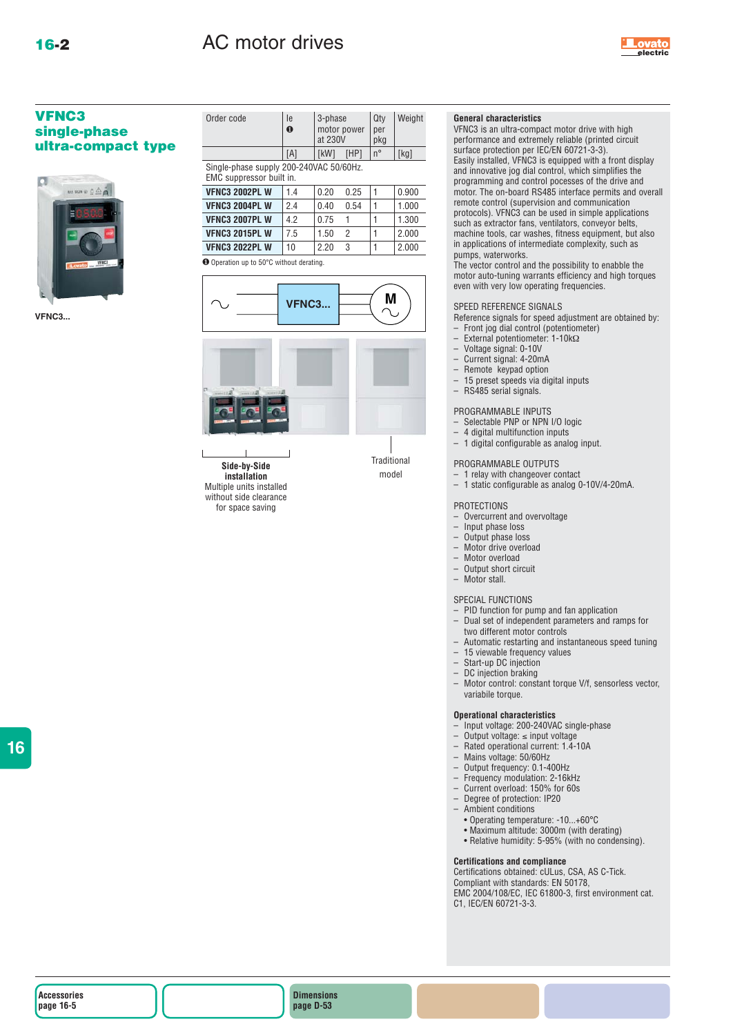# AC motor drives

## VFNC3 single-phase ultra-compact type

VFNC3...

| Order code | Ie ❶ | 3-phase motor power at 230V | | Qty per pkg | Weight |
|---|---|---|---|---|---|
| | [A] | [kW] | [HP] | n° | [kg] |
| Single-phase supply 200-240VAC 50/60Hz. EMC suppressor built in. | | | | | |
| **VFNC3 2002PL W** | 1.4 | 0.20 | 0.25 | 1 | 0.900 |
| **VFNC3 2004PL W** | 2.4 | 0.40 | 0.54 | 1 | 1.000 |
| **VFNC3 2007PL W** | 4.2 | 0.75 | 1 | 1 | 1.300 |
| **VFNC3 2015PL W** | 7.5 | 1.50 | 2 | 1 | 2.000 |
| **VFNC3 2022PL W** | 10 | 2.20 | 3 | 1 | 2.000 |

❶ Operation up to 50°C without derating.

VFNC3... M

**Side-by-Side installation**
Multiple units installed without side clearance for space saving

Traditional model

**General characteristics**
VFNC3 is an ultra-compact motor drive with high performance and extremely reliable (printed circuit surface protection per IEC/EN 60721-3-3).
Easily installed, VFNC3 is equipped with a front display and innovative jog dial control, which simplifies the programming and control pocesses of the drive and motor. The on-board RS485 interface permits and overall remote control (supervision and communication protocols). VFNC3 can be used in simple applications such as extractor fans, ventilators, conveyor belts, machine tools, car washes, fitness equipment, but also in applications of intermediate complexity, such as pumps, waterworks.
The vector control and the possibility to enabble the motor auto-tuning warrants efficiency and high torques even with very low operating frequencies.

SPEED REFERENCE SIGNALS
Reference signals for speed adjustment are obtained by:
- Front jog dial control (potentiometer)
- External potentiometer: 1-10kΩ
- Voltage signal: 0-10V
- Current signal: 4-20mA
- Remote keypad option
- 15 preset speeds via digital inputs
- RS485 serial signals.

PROGRAMMABLE INPUTS
- Selectable PNP or NPN I/O logic
- 4 digital multifunction inputs
- 1 digital configurable as analog input.

PROGRAMMABLE OUTPUTS
- 1 relay with changeover contact
- 1 static configurable as analog 0-10V/4-20mA.

PROTECTIONS
- Overcurrent and overvoltage
- Input phase loss
- Output phase loss
- Motor drive overload
- Motor overload
- Output short circuit
- Motor stall.

SPECIAL FUNCTIONS
- PID function for pump and fan application
- Dual set of independent parameters and ramps for two different motor controls
- Automatic restarting and instantaneous speed tuning
- 15 viewable frequency values
- Start-up DC injection
- DC injection braking
- Motor control: constant torque V/f, sensorless vector, variabile torque.

**Operational characteristics**
- Input voltage: 200-240VAC single-phase
- Output voltage: ≤ input voltage
- Rated operational current: 1.4-10A
- Mains voltage: 50/60Hz
- Output frequency: 0.1-400Hz
- Frequency modulation: 2-16kHz
- Current overload: 150% for 60s
- Degree of protection: IP20
- Ambient conditions
  - Operating temperature: -10...+60°C
  - Maximum altitude: 3000m (with derating)
  - Relative humidity: 5-95% (with no condensing).

**Certifications and compliance**
Certifications obtained: cULus, CSA, AS C-Tick.
Compliant with standards: EN 50178,
EMC 2004/108/EC, IEC 61800-3, first environment cat. C1, IEC/EN 60721-3-3.

**Accessories** page 16-5

**Dimensions** page D-53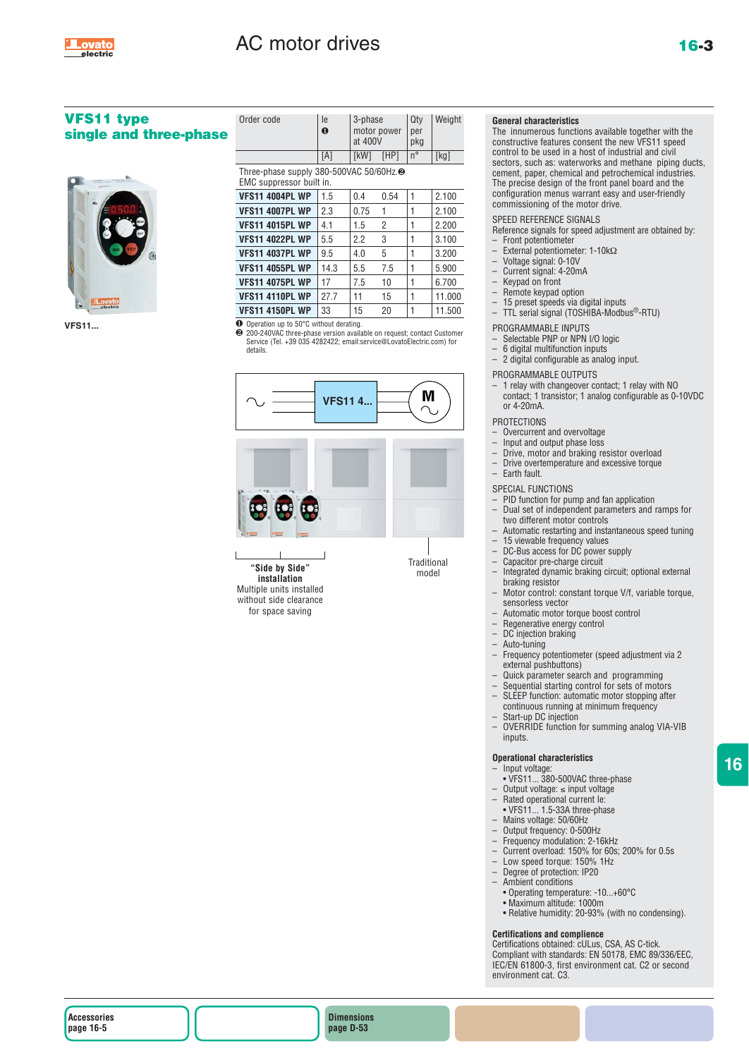## VFS11 type single and three-phase

VFS11...

| Order code | Ie ❶ | 3-phase motor power at 400V | | Qty per pkg | Weight |
|---|---|---|---|---|---|
| | [A] | [kW] | [HP] | n° | [kg] |
| Three-phase supply 380-500VAC 50/60Hz.❷ EMC suppressor built in. | | | | | |
| **VFS11 4004PL WP** | 1.5 | 0.4 | 0.54 | 1 | 2.100 |
| **VFS11 4007PL WP** | 2.3 | 0.75 | 1 | 1 | 2.100 |
| **VFS11 4015PL WP** | 4.1 | 1.5 | 2 | 1 | 2.200 |
| **VFS11 4022PL WP** | 5.5 | 2.2 | 3 | 1 | 3.100 |
| **VFS11 4037PL WP** | 9.5 | 4.0 | 5 | 1 | 3.200 |
| **VFS11 4055PL WP** | 14.3 | 5.5 | 7.5 | 1 | 5.900 |
| **VFS11 4075PL WP** | 17 | 7.5 | 10 | 1 | 6.700 |
| **VFS11 4110PL WP** | 27.7 | 11 | 15 | 1 | 11.000 |
| **VFS11 4150PL WP** | 33 | 15 | 20 | 1 | 11.500 |

❶ Operation up to 50°C without derating.
❷ 200-240VAC three-phase version available on request; contact Customer Service (Tel. +39 035 4282422; email:service@LovatoElectric.com) for details.

VFS11 4... M

**"Side by Side" installation**
Multiple units installed without side clearance for space saving

Traditional model

### General characteristics

The innumerous functions available together with the constructive features consent the new VFS11 speed control to be used in a host of industrial and civil sectors, such as: waterworks and methane piping ducts, cement, paper, chemical and petrochemical industries. The precise design of the front panel board and the configuration menus warrant easy and user-friendly commissioning of the motor drive.

SPEED REFERENCE SIGNALS
Reference signals for speed adjustment are obtained by:
- Front potentiometer
- External potentiometer: 1-10kΩ
- Voltage signal: 0-10V
- Current signal: 4-20mA
- Keypad on front
- Remote keypad option
- 15 preset speeds via digital inputs
- TTL serial signal (TOSHIBA-Modbus®-RTU)

PROGRAMMABLE INPUTS
- Selectable PNP or NPN I/O logic
- 6 digital multifunction inputs
- 2 digital configurable as analog input.

PROGRAMMABLE OUTPUTS
- 1 relay with changeover contact; 1 relay with NO contact; 1 transistor; 1 analog configurable as 0-10VDC or 4-20mA.

PROTECTIONS
- Overcurrent and overvoltage
- Input and output phase loss
- Drive, motor and braking resistor overload
- Drive overtemperature and excessive torque
- Earth fault.

SPECIAL FUNCTIONS
- PID function for pump and fan application
- Dual set of independent parameters and ramps for two different motor controls
- Automatic restarting and instantaneous speed tuning
- 15 viewable frequency values
- DC-Bus access for DC power supply
- Capacitor pre-charge circuit
- Integrated dynamic braking circuit; optional external braking resistor
- Motor control: constant torque V/f, variable torque, sensorless vector
- Automatic motor torque boost control
- Regenerative energy control
- DC injection braking
- Auto-tuning
- Frequency potentiometer (speed adjustment via 2 external pushbuttons)
- Quick parameter search and programming
- Sequential starting control for sets of motors
- SLEEP function: automatic motor stopping after continuous running at minimum frequency
- Start-up DC injection
- OVERRIDE function for summing analog VIA-VIB inputs.

### Operational characteristics

- Input voltage:
  • VFS11... 380-500VAC three-phase
- Output voltage: ≤ input voltage
- Rated operational current Ie:
  • VFS11... 1.5-33A three-phase
- Mains voltage: 50/60Hz
- Output frequency: 0-500Hz
- Frequency modulation: 2-16kHz
- Current overload: 150% for 60s; 200% for 0.5s
- Low speed torque: 150% 1Hz
- Degree of protection: IP20
- Ambient conditions
  • Operating temperature: -10...+60°C
  • Maximum altitude: 1000m
  • Relative humidity: 20-93% (with no condensing).

### Certifications and compliance

Certifications obtained: cULus, CSA, AS C-tick.
Compliant with standards: EN 50178, EMC 89/336/EEC, IEC/EN 61800-3, first environment cat. C2 or second environment cat. C3.

**Accessories page 16-5**

**Dimensions page D-53**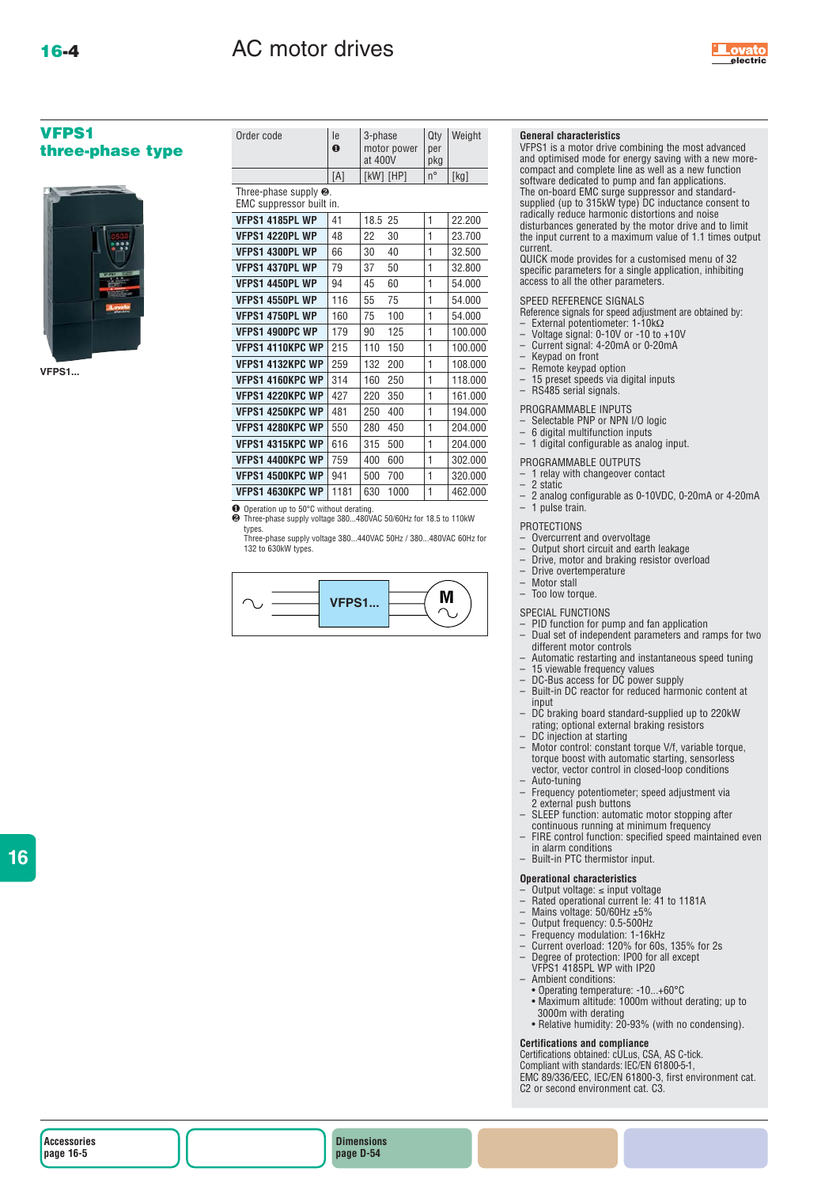# AC motor drives

## VFPS1 three-phase type

VFPS1...

| Order code | Ie ❶ | 3-phase motor power at 400V | | Qty per pkg | Weight |
|---|---|---|---|---|---|
| | [A] | [kW] | [HP] | n° | [kg] |
| Three-phase supply ❷. EMC suppressor built in. | | | | | |
| VFPS1 4185PL WP | 41 | 18.5 | 25 | 1 | 22.200 |
| VFPS1 4220PL WP | 48 | 22 | 30 | 1 | 23.700 |
| VFPS1 4300PL WP | 66 | 30 | 40 | 1 | 32.500 |
| VFPS1 4370PL WP | 79 | 37 | 50 | 1 | 32.800 |
| VFPS1 4450PL WP | 94 | 45 | 60 | 1 | 54.000 |
| VFPS1 4550PL WP | 116 | 55 | 75 | 1 | 54.000 |
| VFPS1 4750PL WP | 160 | 75 | 100 | 1 | 54.000 |
| VFPS1 4900PC WP | 179 | 90 | 125 | 1 | 100.000 |
| VFPS1 4110KPC WP | 215 | 110 | 150 | 1 | 100.000 |
| VFPS1 4132KPC WP | 259 | 132 | 200 | 1 | 108.000 |
| VFPS1 4160KPC WP | 314 | 160 | 250 | 1 | 118.000 |
| VFPS1 4220KPC WP | 427 | 220 | 350 | 1 | 161.000 |
| VFPS1 4250KPC WP | 481 | 250 | 400 | 1 | 194.000 |
| VFPS1 4280KPC WP | 550 | 280 | 450 | 1 | 204.000 |
| VFPS1 4315KPC WP | 616 | 315 | 500 | 1 | 204.000 |
| VFPS1 4400KPC WP | 759 | 400 | 600 | 1 | 302.000 |
| VFPS1 4500KPC WP | 941 | 500 | 700 | 1 | 320.000 |
| VFPS1 4630KPC WP | 1181 | 630 | 1000 | 1 | 462.000 |

❶ Operation up to 50°C without derating.
❷ Three-phase supply voltage 380...480VAC 50/60Hz for 18.5 to 110kW types.
Three-phase supply voltage 380...440VAC 50Hz / 380...480VAC 60Hz for 132 to 630kW types.

~ VFPS1... M ~

### General characteristics

VFPS1 is a motor drive combining the most advanced and optimised mode for energy saving with a new more-compact and complete line as well as a new function software dedicated to pump and fan applications.
The on-board EMC surge suppressor and standard-supplied (up to 315kW type) DC inductance consent to radically reduce harmonic distortions and noise disturbances generated by the motor drive and to limit the input current to a maximum value of 1.1 times output current.
QUICK mode provides for a customised menu of 32 specific parameters for a single application, inhibiting access to all the other parameters.

SPEED REFERENCE SIGNALS
Reference signals for speed adjustment are obtained by:
- External potentiometer: 1-10kΩ
- Voltage signal: 0-10V or -10 to +10V
- Current signal: 4-20mA or 0-20mA
- Keypad on front
- Remote keypad option
- 15 preset speeds via digital inputs
- RS485 serial signals.

PROGRAMMABLE INPUTS
- Selectable PNP or NPN I/O logic
- 6 digital multifunction inputs
- 1 digital configurable as analog input.

PROGRAMMABLE OUTPUTS
- 1 relay with changeover contact
- 2 static
- 2 analog configurable as 0-10VDC, 0-20mA or 4-20mA
- 1 pulse train.

PROTECTIONS
- Overcurrent and overvoltage
- Output short circuit and earth leakage
- Drive, motor and braking resistor overload
- Drive overtemperature
- Motor stall
- Too low torque.

SPECIAL FUNCTIONS
- PID function for pump and fan application
- Dual set of independent parameters and ramps for two different motor controls
- Automatic restarting and instantaneous speed tuning
- 15 viewable frequency values
- DC-Bus access for DC power supply
- Built-in DC reactor for reduced harmonic content at input
- DC braking board standard-supplied up to 220kW rating; optional external braking resistors
- DC injection at starting
- Motor control: constant torque V/f, variable torque, torque boost with automatic starting, sensorless vector, vector control in closed-loop conditions
- Auto-tuning
- Frequency potentiometer; speed adjustment via 2 external push buttons
- SLEEP function: automatic motor stopping after continuous running at minimum frequency
- FIRE control function: specified speed maintained even in alarm conditions
- Built-in PTC thermistor input.

### Operational characteristics
- Output voltage: ≤ input voltage
- Rated operational current Ie: 41 to 1181A
- Mains voltage: 50/60Hz ±5%
- Output frequency: 0.5-500Hz
- Frequency modulation: 1-16kHz
- Current overload: 120% for 60s, 135% for 2s
- Degree of protection: IP00 for all except VFPS1 4185PL WP with IP20
- Ambient conditions:
  - Operating temperature: -10...+60°C
  - Maximum altitude: 1000m without derating; up to 3000m with derating
  - Relative humidity: 20-93% (with no condensing).

### Certifications and compliance
Certifications obtained: cULus, CSA, AS C-tick.
Compliant with standards: IEC/EN 61800-5-1, EMC 89/336/EEC, IEC/EN 61800-3, first environment cat. C2 or second environment cat. C3.

Accessories page 16-5 | Dimensions page D-54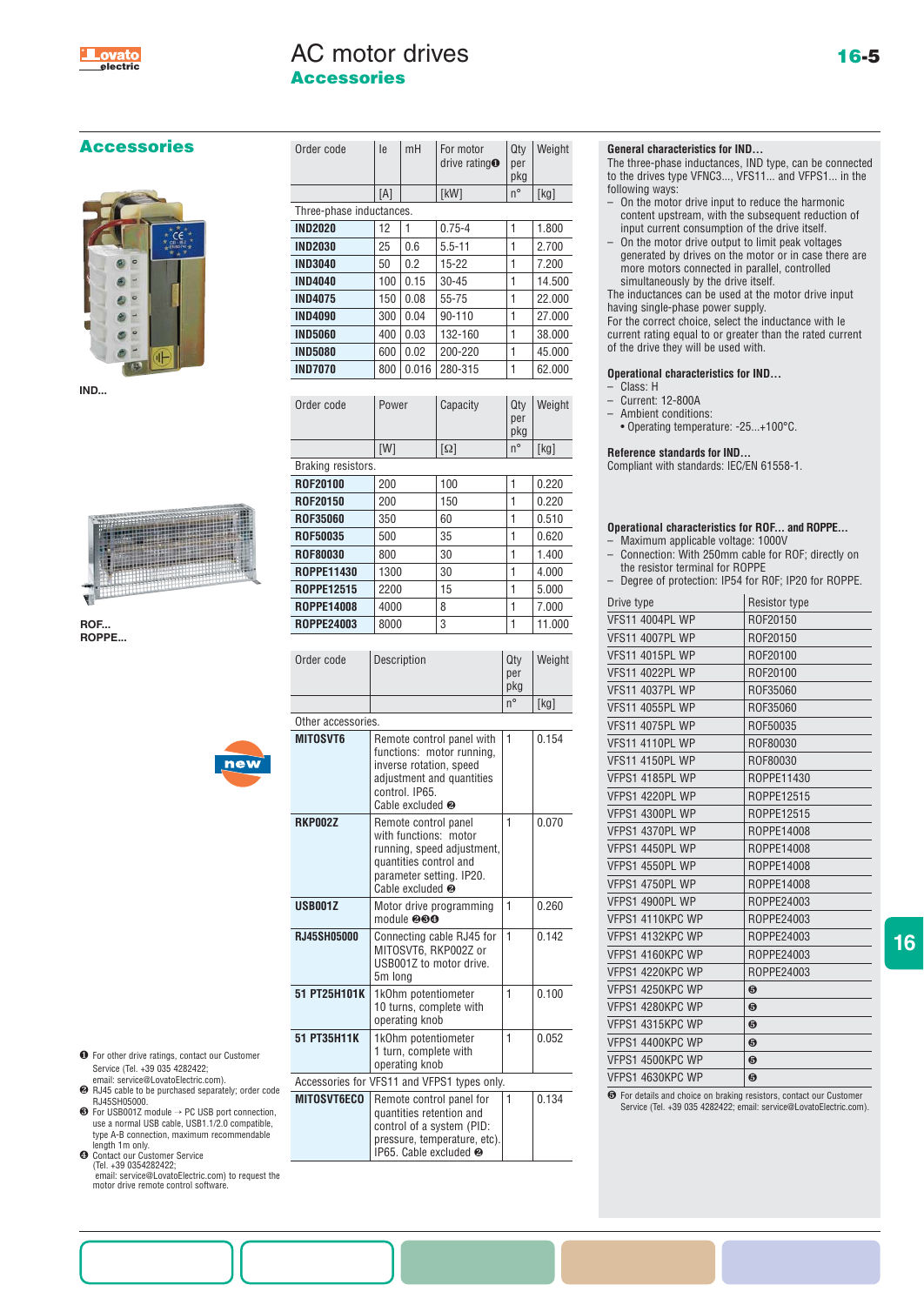# AC motor drives

## Accessories

## Accessories

IND...

| Order code | Ie | mH | For motor drive rating❶ | Qty per pkg | Weight |
|---|---|---|---|---|---|
| | [A] | | [kW] | n° | [kg] |
| Three-phase inductances. | | | | | |
| **IND2020** | 12 | 1 | 0.75-4 | 1 | 1.800 |
| **IND2030** | 25 | 0.6 | 5.5-11 | 1 | 2.700 |
| **IND3040** | 50 | 0.2 | 15-22 | 1 | 7.200 |
| **IND4040** | 100 | 0.15 | 30-45 | 1 | 14.500 |
| **IND4075** | 150 | 0.08 | 55-75 | 1 | 22.000 |
| **IND4090** | 300 | 0.04 | 90-110 | 1 | 27.000 |
| **IND5060** | 400 | 0.03 | 132-160 | 1 | 38.000 |
| **IND5080** | 600 | 0.02 | 200-220 | 1 | 45.000 |
| **IND7070** | 800 | 0.016 | 280-315 | 1 | 62.000 |

ROF...
ROPPE...

| Order code | Power | Capacity | Qty per pkg | Weight |
|---|---|---|---|---|
| | [W] | [Ω] | n° | [kg] |
| Braking resistors. | | | | |
| **ROF20100** | 200 | 100 | 1 | 0.220 |
| **ROF20150** | 200 | 150 | 1 | 0.220 |
| **ROF35060** | 350 | 60 | 1 | 0.510 |
| **ROF50035** | 500 | 35 | 1 | 0.620 |
| **ROF80030** | 800 | 30 | 1 | 1.400 |
| **ROPPE11430** | 1300 | 30 | 1 | 4.000 |
| **ROPPE12515** | 2200 | 15 | 1 | 5.000 |
| **ROPPE14008** | 4000 | 8 | 1 | 7.000 |
| **ROPPE24003** | 8000 | 3 | 1 | 11.000 |

new

| Order code | Description | Qty per pkg | Weight |
|---|---|---|---|
| | | n° | [kg] |
| Other accessories. | | | |
| **MITOSVT6** | Remote control panel with functions: motor running, inverse rotation, speed adjustment and quantities control. IP65. Cable excluded ❷ | 1 | 0.154 |
| **RKP002Z** | Remote control panel with functions: motor running, speed adjustment, quantities control and parameter setting. IP20. Cable excluded ❷ | 1 | 0.070 |
| **USB001Z** | Motor drive programming module ❷❸❹ | 1 | 0.260 |
| **RJ45SH05000** | Connecting cable RJ45 for MITOSVT6, RKP002Z or USB001Z to motor drive. 5m long | 1 | 0.142 |
| **51 PT25H101K** | 1kOhm potentiometer 10 turns, complete with operating knob | 1 | 0.100 |
| **51 PT35H11K** | 1kOhm potentiometer 1 turn, complete with operating knob | 1 | 0.052 |
| Accessories for VFS11 and VFPS1 types only. | | | |
| **MITOSVT6ECO** | Remote control panel for quantities retention and control of a system (PID: pressure, temperature, etc). IP65. Cable excluded ❷ | 1 | 0.134 |

❶ For other drive ratings, contact our Customer Service (Tel. +39 035 4282422; email: service@LovatoElectric.com).
❷ RJ45 cable to be purchased separately; order code RJ45SH05000.
❸ For USB001Z module → PC USB port connection, use a normal USB cable, USB1.1/2.0 compatible, type A-B connection, maximum recommendable length 1m only.
❹ Contact our Customer Service (Tel. +39 0354282422; email: service@LovatoElectric.com) to request the motor drive remote control software.

**General characteristics for IND...**
The three-phase inductances, IND type, can be connected to the drives type VFNC3..., VFS11... and VFPS1... in the following ways:
- On the motor drive input to reduce the harmonic content upstream, with the subsequent reduction of input current consumption of the drive itself.
- On the motor drive output to limit peak voltages generated by drives on the motor or in case there are more motors connected in parallel, controlled simultaneously by the drive itself.

The inductances can be used at the motor drive input having single-phase power supply.
For the correct choice, select the inductance with Ie current rating equal to or greater than the rated current of the drive they will be used with.

**Operational characteristics for IND...**
- Class: H
- Current: 12-800A
- Ambient conditions:
  - Operating temperature: -25...+100°C.

**Reference standards for IND...**
Compliant with standards: IEC/EN 61558-1.

**Operational characteristics for ROF... and ROPPE...**
- Maximum applicable voltage: 1000V
- Connection: With 250mm cable for ROF; directly on the resistor terminal for ROPPE
- Degree of protection: IP54 for ROF; IP20 for ROPPE.

| Drive type | Resistor type |
|---|---|
| VFS11 4004PL WP | ROF20150 |
| VFS11 4007PL WP | ROF20150 |
| VFS11 4015PL WP | ROF20100 |
| VFS11 4022PL WP | ROF20100 |
| VFS11 4037PL WP | ROF35060 |
| VFS11 4055PL WP | ROF35060 |
| VFS11 4075PL WP | ROF50035 |
| VFS11 4110PL WP | ROF80030 |
| VFS11 4150PL WP | ROF80030 |
| VFPS1 4185PL WP | ROPPE11430 |
| VFPS1 4220PL WP | ROPPE12515 |
| VFPS1 4300PL WP | ROPPE12515 |
| VFPS1 4370PL WP | ROPPE14008 |
| VFPS1 4450PL WP | ROPPE14008 |
| VFPS1 4550PL WP | ROPPE14008 |
| VFPS1 4750PL WP | ROPPE14008 |
| VFPS1 4900PL WP | ROPPE24003 |
| VFPS1 4110KPC WP | ROPPE24003 |
| VFPS1 4132KPC WP | ROPPE24003 |
| VFPS1 4160KPC WP | ROPPE24003 |
| VFPS1 4220KPC WP | ROPPE24003 |
| VFPS1 4250KPC WP | ❺ |
| VFPS1 4280KPC WP | ❺ |
| VFPS1 4315KPC WP | ❺ |
| VFPS1 4400KPC WP | ❺ |
| VFPS1 4500KPC WP | ❺ |
| VFPS1 4630KPC WP | ❺ |

❺ For details and choice on braking resistors, contact our Customer Service (Tel. +39 035 4282422; email: service@LovatoElectric.com).